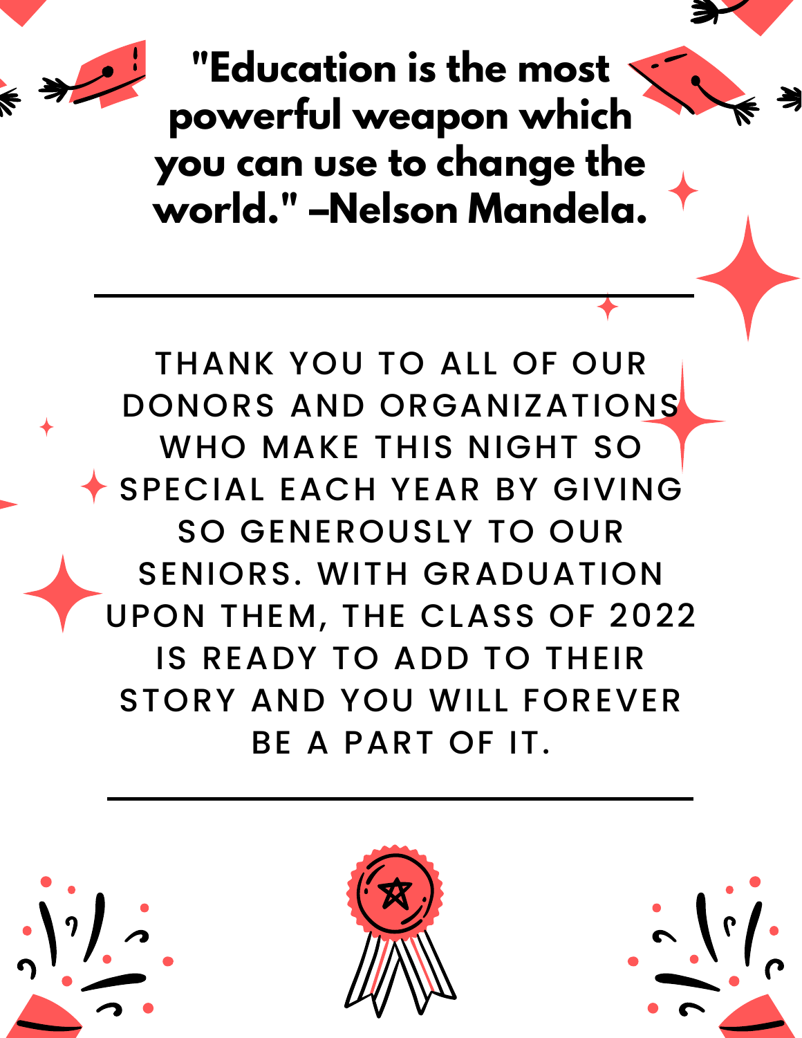**"Education is the most powerful weapon which you can use to change the world." –Nelson Mandela.**

---

THANK YOU TO ALL OF OUR DONORS AND ORGANIZATIONS WHO MAKE THIS NIGHT SO SPECIAL EACH YEAR BY GIVING SO GENEROUSLY TO OUR SENIORS. WITH GRADUATION UPON THEM, THE CLASS OF 2022 IS READY TO ADD TO THEIR STORY AND YOU WILL FOREVER BE A PART OF IT.

---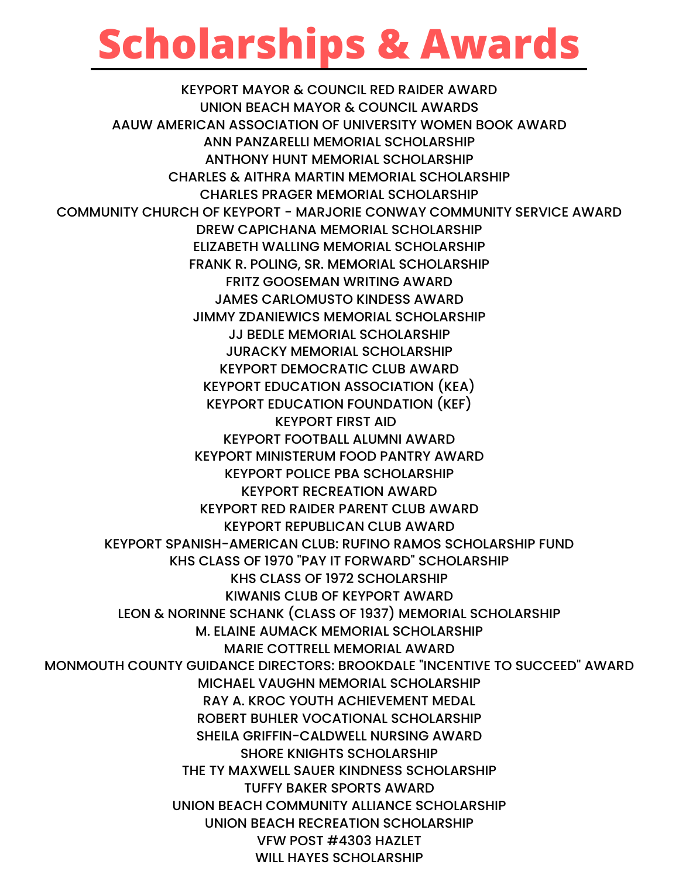# Scholarships & Awards

KEYPORT MAYOR & COUNCIL RED RAIDER AWARD
UNION BEACH MAYOR & COUNCIL AWARDS
AAUW AMERICAN ASSOCIATION OF UNIVERSITY WOMEN BOOK AWARD
ANN PANZARELLI MEMORIAL SCHOLARSHIP
ANTHONY HUNT MEMORIAL SCHOLARSHIP
CHARLES & AITHRA MARTIN MEMORIAL SCHOLARSHIP
CHARLES PRAGER MEMORIAL SCHOLARSHIP
COMMUNITY CHURCH OF KEYPORT - MARJORIE CONWAY COMMUNITY SERVICE AWARD
DREW CAPICHANA MEMORIAL SCHOLARSHIP
ELIZABETH WALLING MEMORIAL SCHOLARSHIP
FRANK R. POLING, SR. MEMORIAL SCHOLARSHIP
FRITZ GOOSEMAN WRITING AWARD
JAMES CARLOMUSTO KINDESS AWARD
JIMMY ZDANIEWICS MEMORIAL SCHOLARSHIP
JJ BEDLE MEMORIAL SCHOLARSHIP
JURACKY MEMORIAL SCHOLARSHIP
KEYPORT DEMOCRATIC CLUB AWARD
KEYPORT EDUCATION ASSOCIATION (KEA)
KEYPORT EDUCATION FOUNDATION (KEF)
KEYPORT FIRST AID
KEYPORT FOOTBALL ALUMNI AWARD
KEYPORT MINISTERUM FOOD PANTRY AWARD
KEYPORT POLICE PBA SCHOLARSHIP
KEYPORT RECREATION AWARD
KEYPORT RED RAIDER PARENT CLUB AWARD
KEYPORT REPUBLICAN CLUB AWARD
KEYPORT SPANISH-AMERICAN CLUB: RUFINO RAMOS SCHOLARSHIP FUND
KHS CLASS OF 1970 "PAY IT FORWARD" SCHOLARSHIP
KHS CLASS OF 1972 SCHOLARSHIP
KIWANIS CLUB OF KEYPORT AWARD
LEON & NORINNE SCHANK (CLASS OF 1937) MEMORIAL SCHOLARSHIP
M. ELAINE AUMACK MEMORIAL SCHOLARSHIP
MARIE COTTRELL MEMORIAL AWARD
MONMOUTH COUNTY GUIDANCE DIRECTORS: BROOKDALE "INCENTIVE TO SUCCEED" AWARD
MICHAEL VAUGHN MEMORIAL SCHOLARSHIP
RAY A. KROC YOUTH ACHIEVEMENT MEDAL
ROBERT BUHLER VOCATIONAL SCHOLARSHIP
SHEILA GRIFFIN-CALDWELL NURSING AWARD
SHORE KNIGHTS SCHOLARSHIP
THE TY MAXWELL SAUER KINDNESS SCHOLARSHIP
TUFFY BAKER SPORTS AWARD
UNION BEACH COMMUNITY ALLIANCE SCHOLARSHIP
UNION BEACH RECREATION SCHOLARSHIP
VFW POST #4303 HAZLET
WILL HAYES SCHOLARSHIP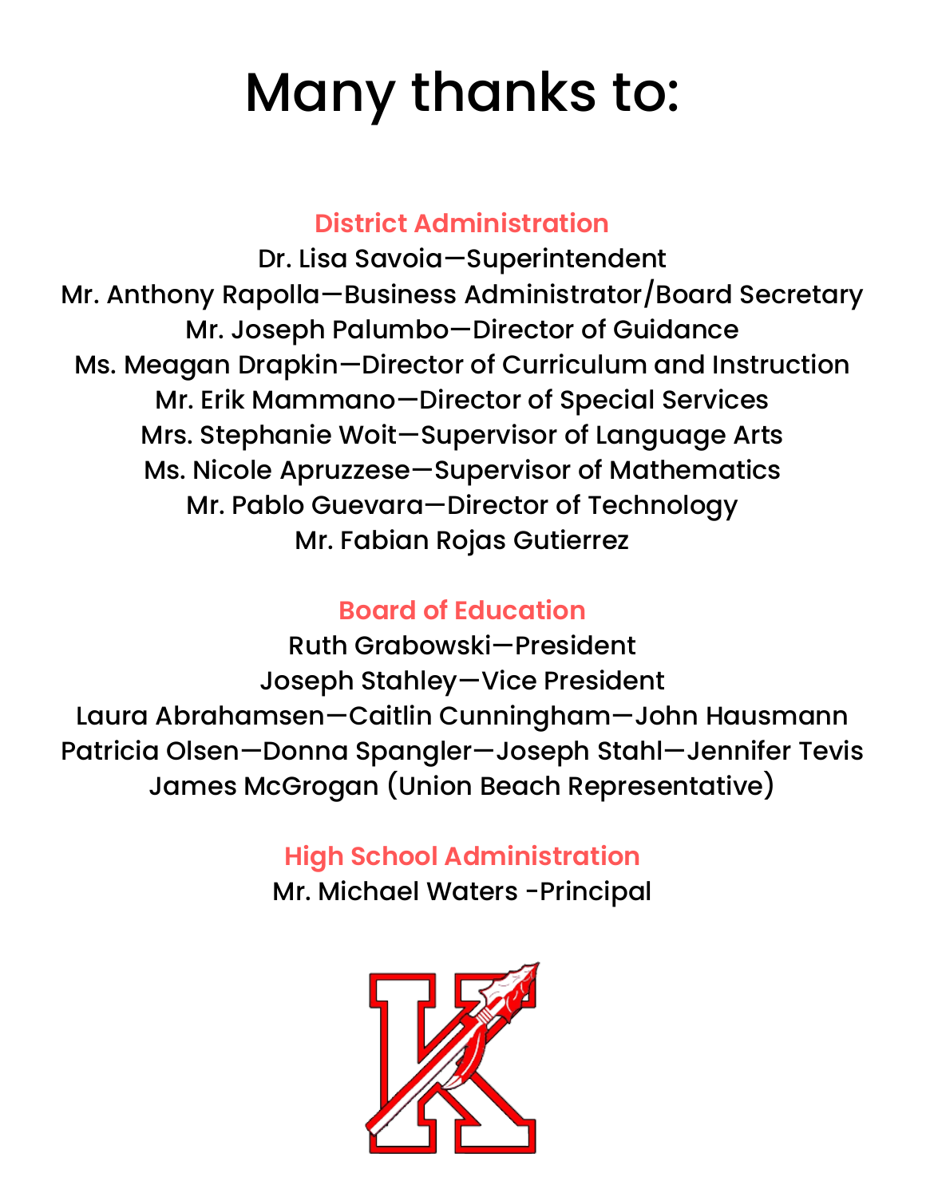# Many thanks to:

## District Administration

Dr. Lisa Savoia—Superintendent
Mr. Anthony Rapolla—Business Administrator/Board Secretary
Mr. Joseph Palumbo—Director of Guidance
Ms. Meagan Drapkin—Director of Curriculum and Instruction
Mr. Erik Mammano—Director of Special Services
Mrs. Stephanie Woit—Supervisor of Language Arts
Ms. Nicole Apruzzese—Supervisor of Mathematics
Mr. Pablo Guevara—Director of Technology
Mr. Fabian Rojas Gutierrez

## Board of Education

Ruth Grabowski—President
Joseph Stahley—Vice President
Laura Abrahamsen—Caitlin Cunningham—John Hausmann
Patricia Olsen—Donna Spangler—Joseph Stahl—Jennifer Tevis
James McGrogan (Union Beach Representative)

## High School Administration

Mr. Michael Waters -Principal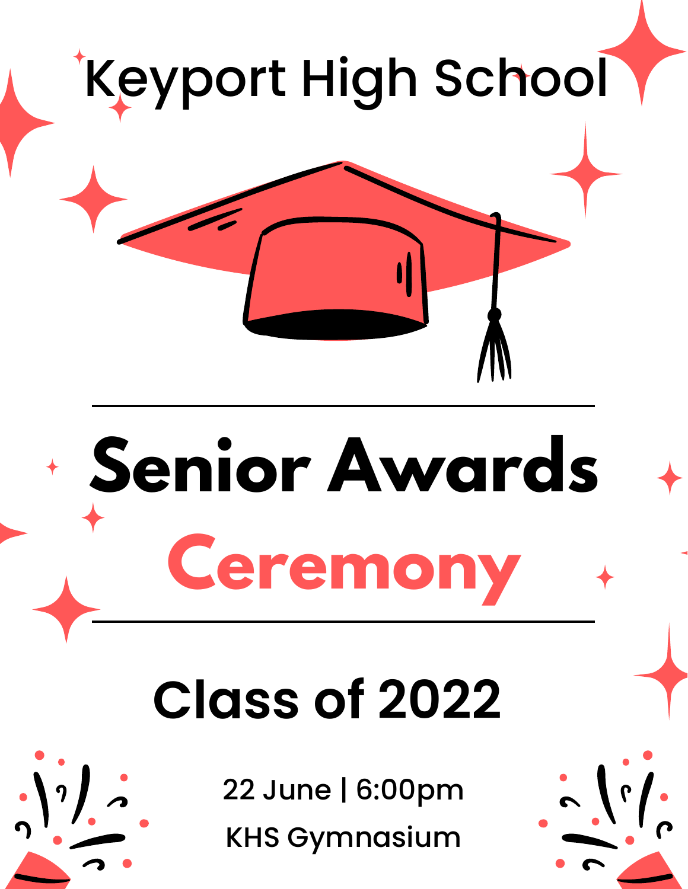Keyport High School

# Senior Awards Ceremony

## Class of 2022

22 June | 6:00pm

KHS Gymnasium